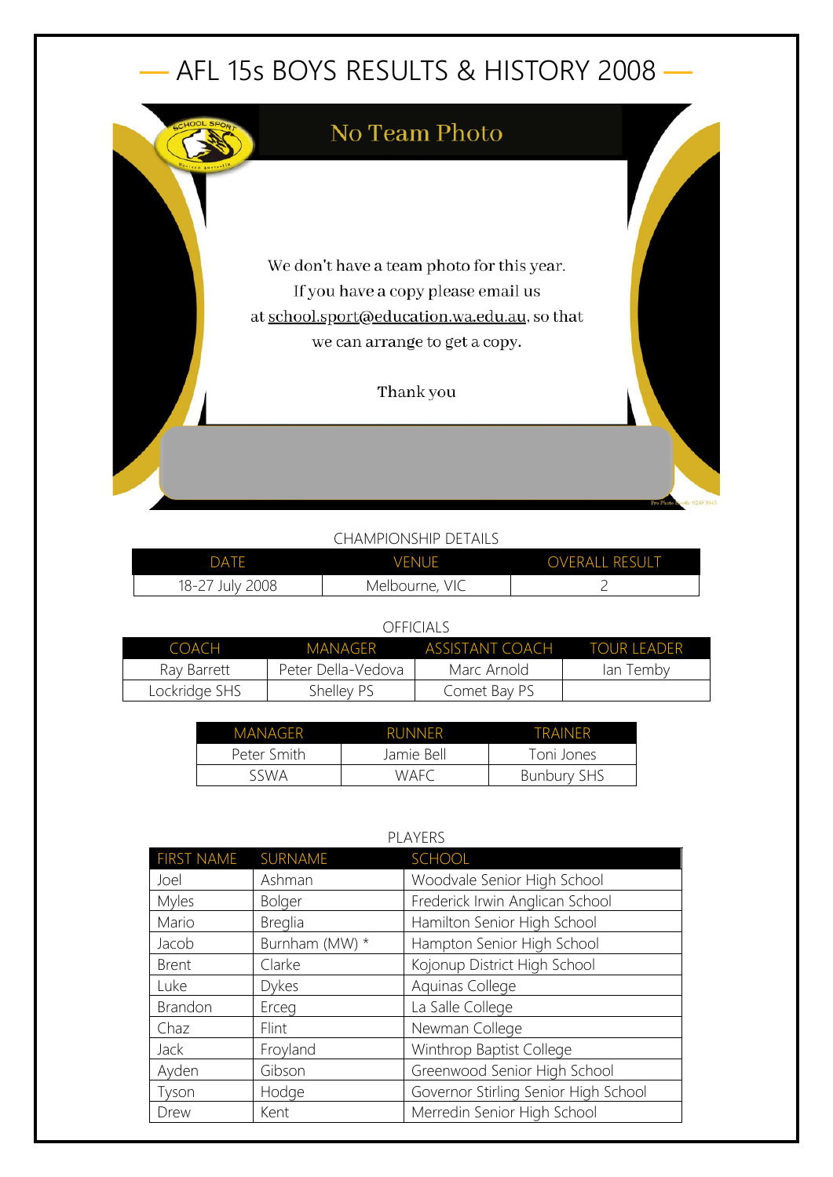# AFL 15s BOYS RESULTS & HISTORY 2008

## No Team Photo

We don't have a team photo for this year.
If you have a copy please email us
at school.sport@education.wa.edu.au, so that
we can arrange to get a copy.

Thank you

### CHAMPIONSHIP DETAILS

| DATE | VENUE | OVERALL RESULT |
|---|---|---|
| 18-27 July 2008 | Melbourne, VIC | 2 |

### OFFICIALS

| COACH | MANAGER | ASSISTANT COACH | TOUR LEADER |
|---|---|---|---|
| Ray Barrett | Peter Della-Vedova | Marc Arnold | Ian Temby |
| Lockridge SHS | Shelley PS | Comet Bay PS | |

| MANAGER | RUNNER | TRAINER |
|---|---|---|
| Peter Smith | Jamie Bell | Toni Jones |
| SSWA | WAFC | Bunbury SHS |

### PLAYERS

| FIRST NAME | SURNAME | SCHOOL |
|---|---|---|
| Joel | Ashman | Woodvale Senior High School |
| Myles | Bolger | Frederick Irwin Anglican School |
| Mario | Breglia | Hamilton Senior High School |
| Jacob | Burnham (MW) * | Hampton Senior High School |
| Brent | Clarke | Kojonup District High School |
| Luke | Dykes | Aquinas College |
| Brandon | Erceg | La Salle College |
| Chaz | Flint | Newman College |
| Jack | Froyland | Winthrop Baptist College |
| Ayden | Gibson | Greenwood Senior High School |
| Tyson | Hodge | Governor Stirling Senior High School |
| Drew | Kent | Merredin Senior High School |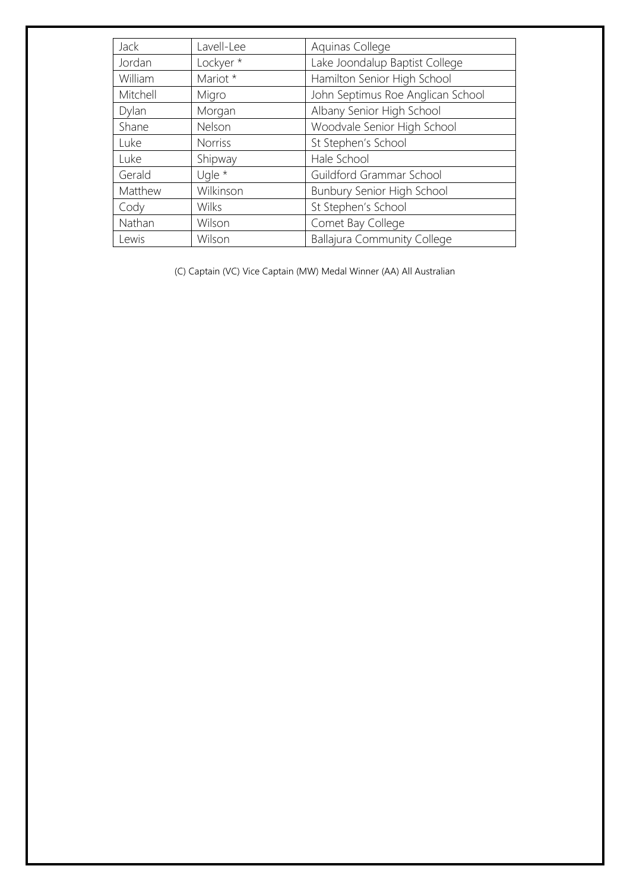| | | |
|---|---|---|
| Jack | Lavell-Lee | Aquinas College |
| Jordan | Lockyer * | Lake Joondalup Baptist College |
| William | Mariot * | Hamilton Senior High School |
| Mitchell | Migro | John Septimus Roe Anglican School |
| Dylan | Morgan | Albany Senior High School |
| Shane | Nelson | Woodvale Senior High School |
| Luke | Norriss | St Stephen's School |
| Luke | Shipway | Hale School |
| Gerald | Ugle * | Guildford Grammar School |
| Matthew | Wilkinson | Bunbury Senior High School |
| Cody | Wilks | St Stephen's School |
| Nathan | Wilson | Comet Bay College |
| Lewis | Wilson | Ballajura Community College |

(C) Captain (VC) Vice Captain (MW) Medal Winner (AA) All Australian